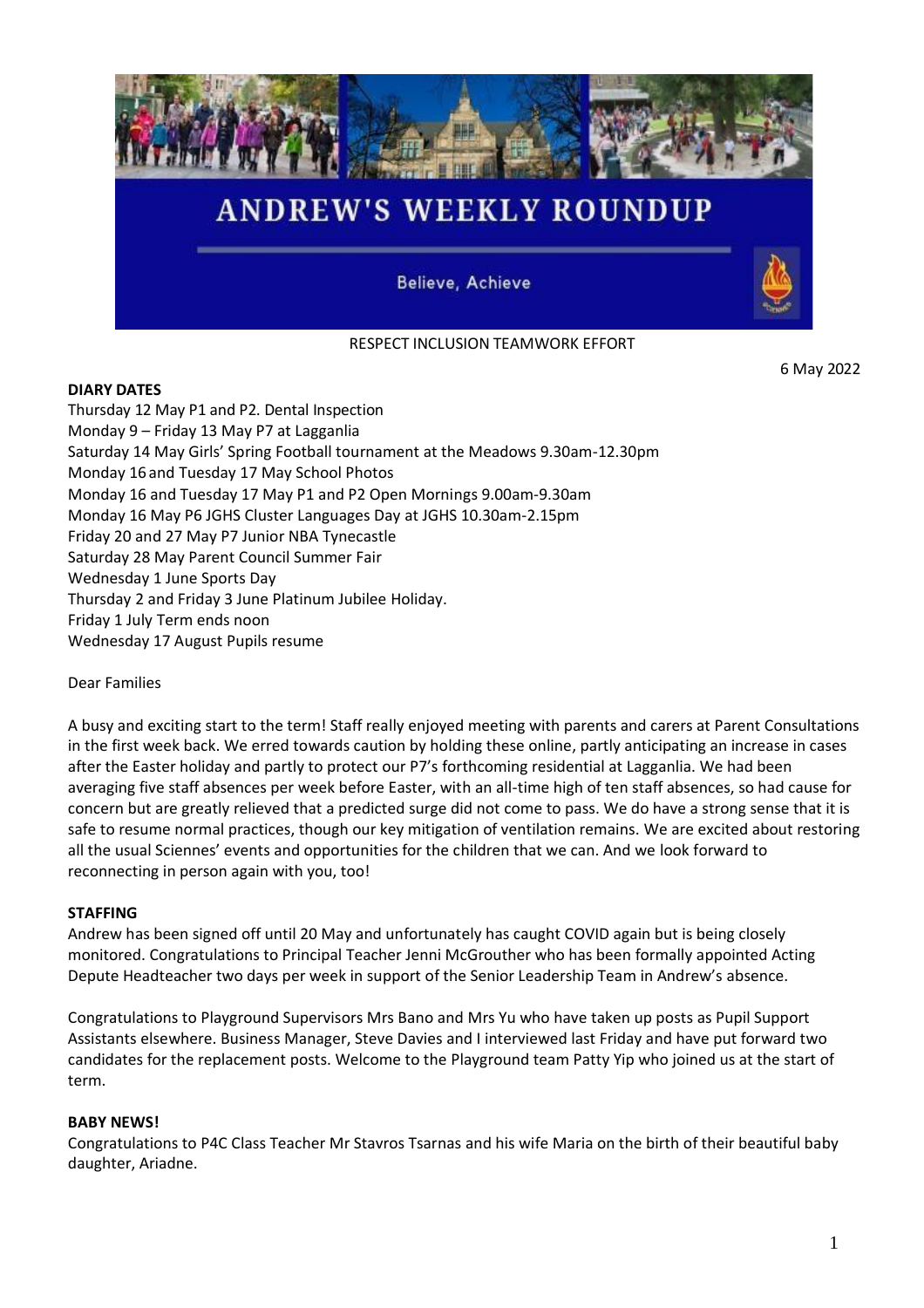# ANDREW'S WEEKLY ROUNDUP

Believe, Achieve

RESPECT INCLUSION TEAMWORK EFFORT

6 May 2022

**DIARY DATES**

Thursday 12 May P1 and P2. Dental Inspection
Monday 9 – Friday 13 May P7 at Lagganlia
Saturday 14 May Girls' Spring Football tournament at the Meadows 9.30am-12.30pm
Monday 16 and Tuesday 17 May School Photos
Monday 16 and Tuesday 17 May P1 and P2 Open Mornings 9.00am-9.30am
Monday 16 May P6 JGHS Cluster Languages Day at JGHS 10.30am-2.15pm
Friday 20 and 27 May P7 Junior NBA Tynecastle
Saturday 28 May Parent Council Summer Fair
Wednesday 1 June Sports Day
Thursday 2 and Friday 3 June Platinum Jubilee Holiday.
Friday 1 July Term ends noon
Wednesday 17 August Pupils resume

Dear Families

A busy and exciting start to the term! Staff really enjoyed meeting with parents and carers at Parent Consultations in the first week back. We erred towards caution by holding these online, partly anticipating an increase in cases after the Easter holiday and partly to protect our P7's forthcoming residential at Lagganlia. We had been averaging five staff absences per week before Easter, with an all-time high of ten staff absences, so had cause for concern but are greatly relieved that a predicted surge did not come to pass. We do have a strong sense that it is safe to resume normal practices, though our key mitigation of ventilation remains. We are excited about restoring all the usual Sciennes' events and opportunities for the children that we can. And we look forward to reconnecting in person again with you, too!

**STAFFING**

Andrew has been signed off until 20 May and unfortunately has caught COVID again but is being closely monitored. Congratulations to Principal Teacher Jenni McGrouther who has been formally appointed Acting Depute Headteacher two days per week in support of the Senior Leadership Team in Andrew's absence.

Congratulations to Playground Supervisors Mrs Bano and Mrs Yu who have taken up posts as Pupil Support Assistants elsewhere. Business Manager, Steve Davies and I interviewed last Friday and have put forward two candidates for the replacement posts. Welcome to the Playground team Patty Yip who joined us at the start of term.

**BABY NEWS!**

Congratulations to P4C Class Teacher Mr Stavros Tsarnas and his wife Maria on the birth of their beautiful baby daughter, Ariadne.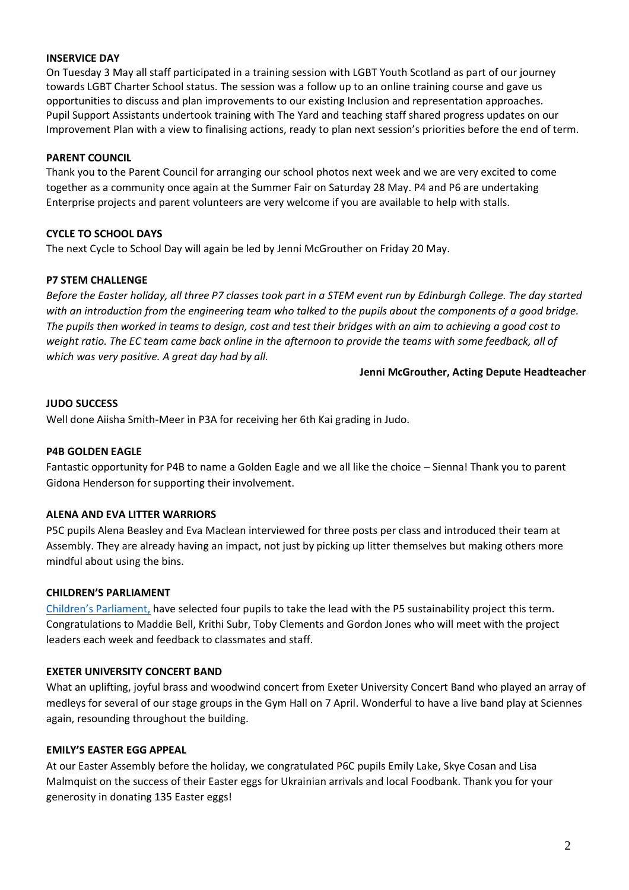**INSERVICE DAY**

On Tuesday 3 May all staff participated in a training session with LGBT Youth Scotland as part of our journey towards LGBT Charter School status. The session was a follow up to an online training course and gave us opportunities to discuss and plan improvements to our existing Inclusion and representation approaches. Pupil Support Assistants undertook training with The Yard and teaching staff shared progress updates on our Improvement Plan with a view to finalising actions, ready to plan next session's priorities before the end of term.

**PARENT COUNCIL**

Thank you to the Parent Council for arranging our school photos next week and we are very excited to come together as a community once again at the Summer Fair on Saturday 28 May. P4 and P6 are undertaking Enterprise projects and parent volunteers are very welcome if you are available to help with stalls.

**CYCLE TO SCHOOL DAYS**

The next Cycle to School Day will again be led by Jenni McGrouther on Friday 20 May.

**P7 STEM CHALLENGE**

*Before the Easter holiday, all three P7 classes took part in a STEM event run by Edinburgh College. The day started with an introduction from the engineering team who talked to the pupils about the components of a good bridge. The pupils then worked in teams to design, cost and test their bridges with an aim to achieving a good cost to weight ratio. The EC team came back online in the afternoon to provide the teams with some feedback, all of which was very positive. A great day had by all.*

**Jenni McGrouther, Acting Depute Headteacher**

**JUDO SUCCESS**

Well done Aiisha Smith-Meer in P3A for receiving her 6th Kai grading in Judo.

**P4B GOLDEN EAGLE**

Fantastic opportunity for P4B to name a Golden Eagle and we all like the choice – Sienna! Thank you to parent Gidona Henderson for supporting their involvement.

**ALENA AND EVA LITTER WARRIORS**

P5C pupils Alena Beasley and Eva Maclean interviewed for three posts per class and introduced their team at Assembly. They are already having an impact, not just by picking up litter themselves but making others more mindful about using the bins.

**CHILDREN'S PARLIAMENT**

Children's Parliament, have selected four pupils to take the lead with the P5 sustainability project this term. Congratulations to Maddie Bell, Krithi Subr, Toby Clements and Gordon Jones who will meet with the project leaders each week and feedback to classmates and staff.

**EXETER UNIVERSITY CONCERT BAND**

What an uplifting, joyful brass and woodwind concert from Exeter University Concert Band who played an array of medleys for several of our stage groups in the Gym Hall on 7 April. Wonderful to have a live band play at Sciennes again, resounding throughout the building.

**EMILY'S EASTER EGG APPEAL**

At our Easter Assembly before the holiday, we congratulated P6C pupils Emily Lake, Skye Cosan and Lisa Malmquist on the success of their Easter eggs for Ukrainian arrivals and local Foodbank. Thank you for your generosity in donating 135 Easter eggs!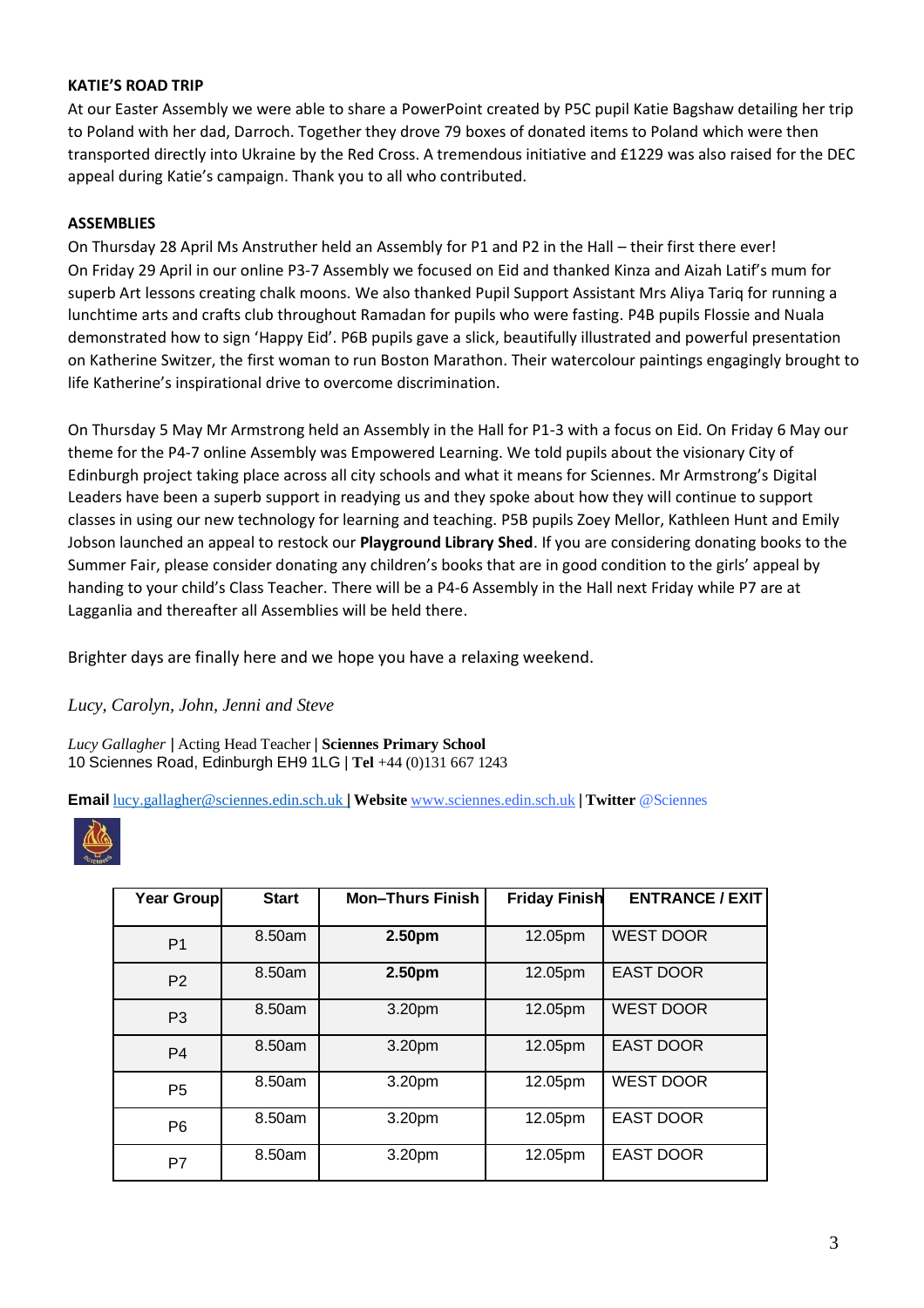## KATIE'S ROAD TRIP

At our Easter Assembly we were able to share a PowerPoint created by P5C pupil Katie Bagshaw detailing her trip to Poland with her dad, Darroch. Together they drove 79 boxes of donated items to Poland which were then transported directly into Ukraine by the Red Cross. A tremendous initiative and £1229 was also raised for the DEC appeal during Katie's campaign. Thank you to all who contributed.

## ASSEMBLIES

On Thursday 28 April Ms Anstruther held an Assembly for P1 and P2 in the Hall – their first there ever!
On Friday 29 April in our online P3-7 Assembly we focused on Eid and thanked Kinza and Aizah Latif's mum for superb Art lessons creating chalk moons. We also thanked Pupil Support Assistant Mrs Aliya Tariq for running a lunchtime arts and crafts club throughout Ramadan for pupils who were fasting. P4B pupils Flossie and Nuala demonstrated how to sign 'Happy Eid'. P6B pupils gave a slick, beautifully illustrated and powerful presentation on Katherine Switzer, the first woman to run Boston Marathon. Their watercolour paintings engagingly brought to life Katherine's inspirational drive to overcome discrimination.

On Thursday 5 May Mr Armstrong held an Assembly in the Hall for P1-3 with a focus on Eid. On Friday 6 May our theme for the P4-7 online Assembly was Empowered Learning. We told pupils about the visionary City of Edinburgh project taking place across all city schools and what it means for Sciennes. Mr Armstrong's Digital Leaders have been a superb support in readying us and they spoke about how they will continue to support classes in using our new technology for learning and teaching. P5B pupils Zoey Mellor, Kathleen Hunt and Emily Jobson launched an appeal to restock our **Playground Library Shed**. If you are considering donating books to the Summer Fair, please consider donating any children's books that are in good condition to the girls' appeal by handing to your child's Class Teacher. There will be a P4-6 Assembly in the Hall next Friday while P7 are at Lagganlia and thereafter all Assemblies will be held there.

Brighter days are finally here and we hope you have a relaxing weekend.

*Lucy, Carolyn, John, Jenni and Steve*

*Lucy Gallagher* | Acting Head Teacher | **Sciennes Primary School**
10 Sciennes Road, Edinburgh EH9 1LG | **Tel** +44 (0)131 667 1243

**Email** lucy.gallagher@sciennes.edin.sch.uk | **Website** www.sciennes.edin.sch.uk | **Twitter** @Sciennes

| Year Group | Start | Mon–Thurs Finish | Friday Finish | ENTRANCE / EXIT |
|---|---|---|---|---|
| P1 | 8.50am | **2.50pm** | 12.05pm | WEST DOOR |
| P2 | 8.50am | **2.50pm** | 12.05pm | EAST DOOR |
| P3 | 8.50am | 3.20pm | 12.05pm | WEST DOOR |
| P4 | 8.50am | 3.20pm | 12.05pm | EAST DOOR |
| P5 | 8.50am | 3.20pm | 12.05pm | WEST DOOR |
| P6 | 8.50am | 3.20pm | 12.05pm | EAST DOOR |
| P7 | 8.50am | 3.20pm | 12.05pm | EAST DOOR |